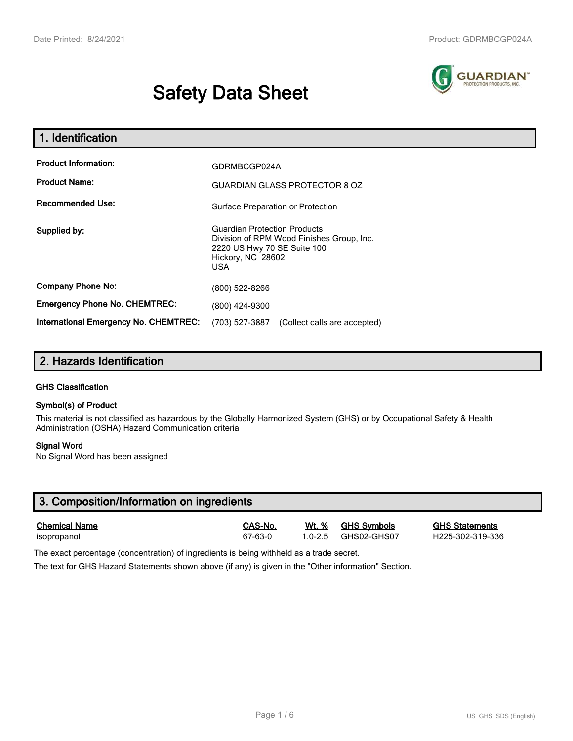# Safety Data Sheet

## 1. Identification

| | |
|---|---|
| **Product Information:** | GDRMBCGP024A |
| **Product Name:** | GUARDIAN GLASS PROTECTOR 8 OZ |
| **Recommended Use:** | Surface Preparation or Protection |
| **Supplied by:** | Guardian Protection Products<br>Division of RPM Wood Finishes Group, Inc.<br>2220 US Hwy 70 SE Suite 100<br>Hickory, NC 28602<br>USA |
| **Company Phone No:** | (800) 522-8266 |
| **Emergency Phone No. CHEMTREC:** | (800) 424-9300 |
| **International Emergency No. CHEMTREC:** | (703) 527-3887 (Collect calls are accepted) |

## 2. Hazards Identification

### GHS Classification

### Symbol(s) of Product

This material is not classified as hazardous by the Globally Harmonized System (GHS) or by Occupational Safety & Health Administration (OSHA) Hazard Communication criteria

### Signal Word

No Signal Word has been assigned

## 3. Composition/Information on ingredients

| Chemical Name | CAS-No. | Wt. % | GHS Symbols | GHS Statements |
|---|---|---|---|---|
| isopropanol | 67-63-0 | 1.0-2.5 | GHS02-GHS07 | H225-302-319-336 |

The exact percentage (concentration) of ingredients is being withheld as a trade secret.

The text for GHS Hazard Statements shown above (if any) is given in the "Other information" Section.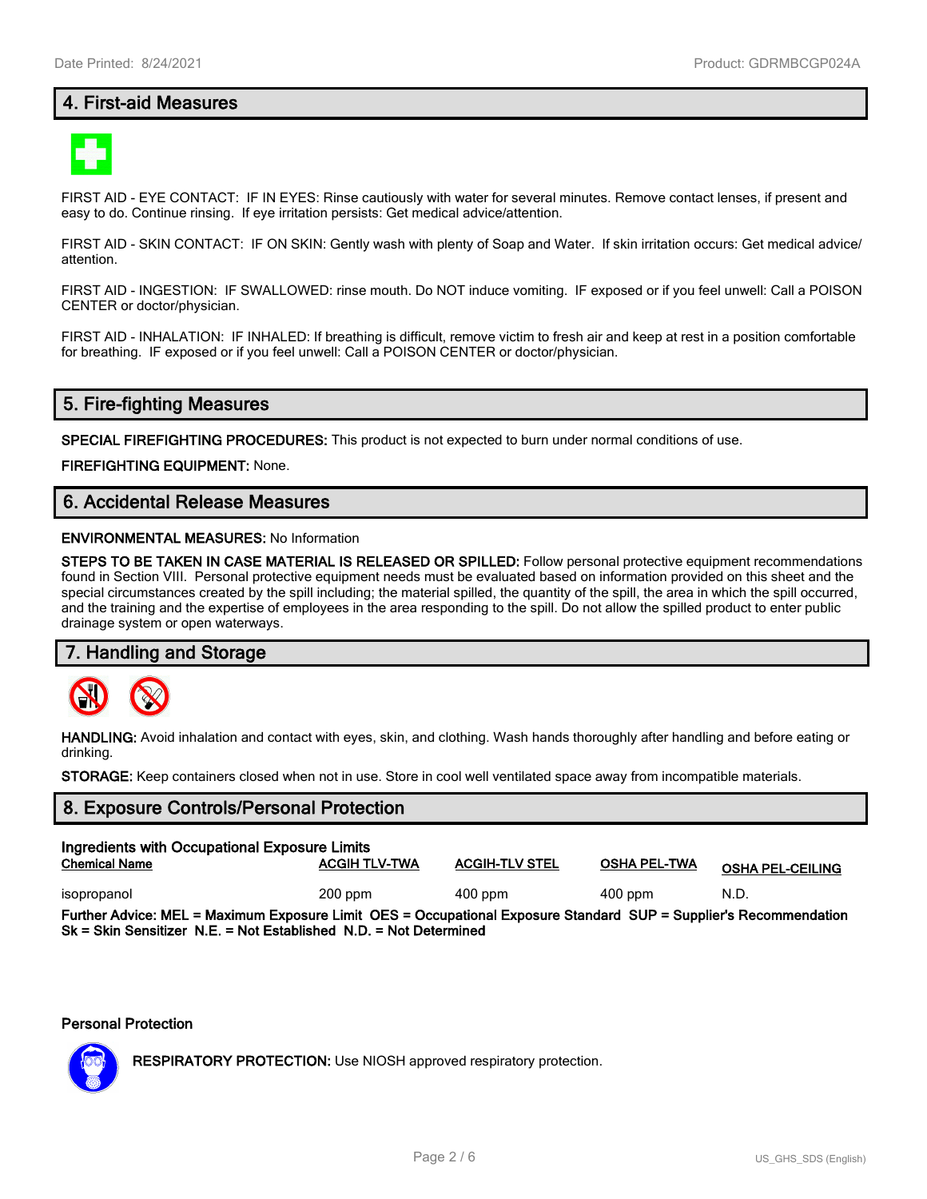## 4. First-aid Measures

FIRST AID - EYE CONTACT: IF IN EYES: Rinse cautiously with water for several minutes. Remove contact lenses, if present and easy to do. Continue rinsing. If eye irritation persists: Get medical advice/attention.

FIRST AID - SKIN CONTACT: IF ON SKIN: Gently wash with plenty of Soap and Water. If skin irritation occurs: Get medical advice/ attention.

FIRST AID - INGESTION: IF SWALLOWED: rinse mouth. Do NOT induce vomiting. IF exposed or if you feel unwell: Call a POISON CENTER or doctor/physician.

FIRST AID - INHALATION: IF INHALED: If breathing is difficult, remove victim to fresh air and keep at rest in a position comfortable for breathing. IF exposed or if you feel unwell: Call a POISON CENTER or doctor/physician.

## 5. Fire-fighting Measures

**SPECIAL FIREFIGHTING PROCEDURES:** This product is not expected to burn under normal conditions of use.

**FIREFIGHTING EQUIPMENT:** None.

## 6. Accidental Release Measures

**ENVIRONMENTAL MEASURES:** No Information

**STEPS TO BE TAKEN IN CASE MATERIAL IS RELEASED OR SPILLED:** Follow personal protective equipment recommendations found in Section VIII. Personal protective equipment needs must be evaluated based on information provided on this sheet and the special circumstances created by the spill including; the material spilled, the quantity of the spill, the area in which the spill occurred, and the training and the expertise of employees in the area responding to the spill. Do not allow the spilled product to enter public drainage system or open waterways.

## 7. Handling and Storage

**HANDLING:** Avoid inhalation and contact with eyes, skin, and clothing. Wash hands thoroughly after handling and before eating or drinking.

**STORAGE:** Keep containers closed when not in use. Store in cool well ventilated space away from incompatible materials.

## 8. Exposure Controls/Personal Protection

**Ingredients with Occupational Exposure Limits**

| Chemical Name | ACGIH TLV-TWA | ACGIH-TLV STEL | OSHA PEL-TWA | OSHA PEL-CEILING |
|---|---|---|---|---|
| isopropanol | 200 ppm | 400 ppm | 400 ppm | N.D. |

**Further Advice: MEL = Maximum Exposure Limit OES = Occupational Exposure Standard SUP = Supplier's Recommendation Sk = Skin Sensitizer N.E. = Not Established N.D. = Not Determined**

**Personal Protection**

**RESPIRATORY PROTECTION:** Use NIOSH approved respiratory protection.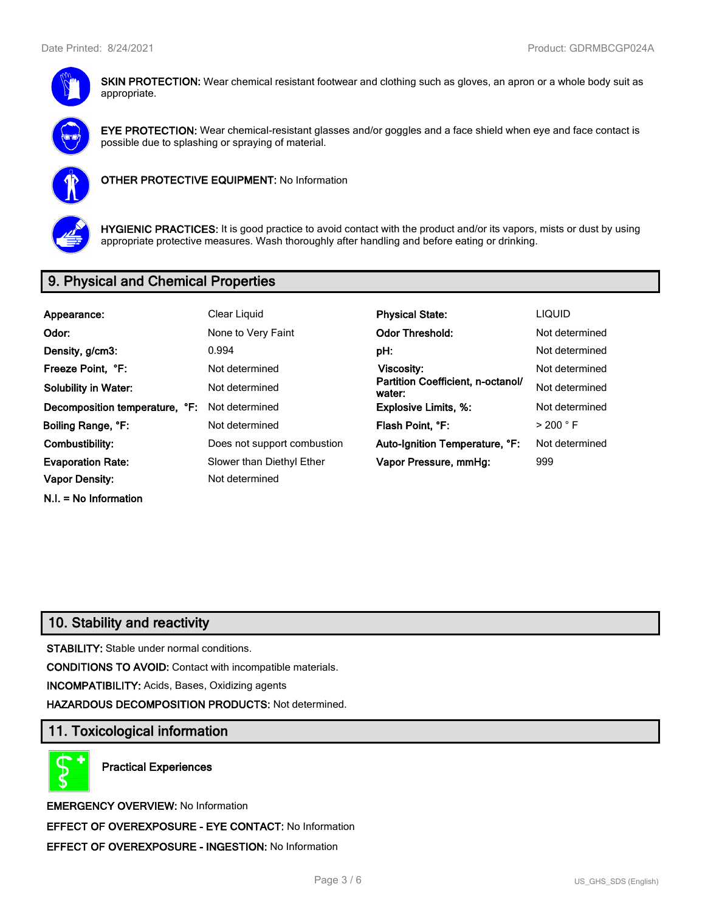**SKIN PROTECTION:** Wear chemical resistant footwear and clothing such as gloves, an apron or a whole body suit as appropriate.

**EYE PROTECTION:** Wear chemical-resistant glasses and/or goggles and a face shield when eye and face contact is possible due to splashing or spraying of material.

**OTHER PROTECTIVE EQUIPMENT:** No Information

**HYGIENIC PRACTICES:** It is good practice to avoid contact with the product and/or its vapors, mists or dust by using appropriate protective measures. Wash thoroughly after handling and before eating or drinking.

## 9. Physical and Chemical Properties

| | | | |
|---|---|---|---|
| **Appearance:** | Clear Liquid | **Physical State:** | LIQUID |
| **Odor:** | None to Very Faint | **Odor Threshold:** | Not determined |
| **Density, g/cm3:** | 0.994 | **pH:** | Not determined |
| **Freeze Point, °F:** | Not determined | **Viscosity:** | Not determined |
| **Solubility in Water:** | Not determined | **Partition Coefficient, n-octanol/ water:** | Not determined |
| **Decomposition temperature, °F:** | Not determined | **Explosive Limits, %:** | Not determined |
| **Boiling Range, °F:** | Not determined | **Flash Point, °F:** | > 200 ° F |
| **Combustibility:** | Does not support combustion | **Auto-Ignition Temperature, °F:** | Not determined |
| **Evaporation Rate:** | Slower than Diethyl Ether | **Vapor Pressure, mmHg:** | 999 |
| **Vapor Density:** | Not determined | | |

**N.I. = No Information**

## 10. Stability and reactivity

**STABILITY:** Stable under normal conditions.

**CONDITIONS TO AVOID:** Contact with incompatible materials.

**INCOMPATIBILITY:** Acids, Bases, Oxidizing agents

**HAZARDOUS DECOMPOSITION PRODUCTS:** Not determined.

## 11. Toxicological information

**Practical Experiences**

**EMERGENCY OVERVIEW:** No Information

**EFFECT OF OVEREXPOSURE - EYE CONTACT:** No Information

**EFFECT OF OVEREXPOSURE - INGESTION:** No Information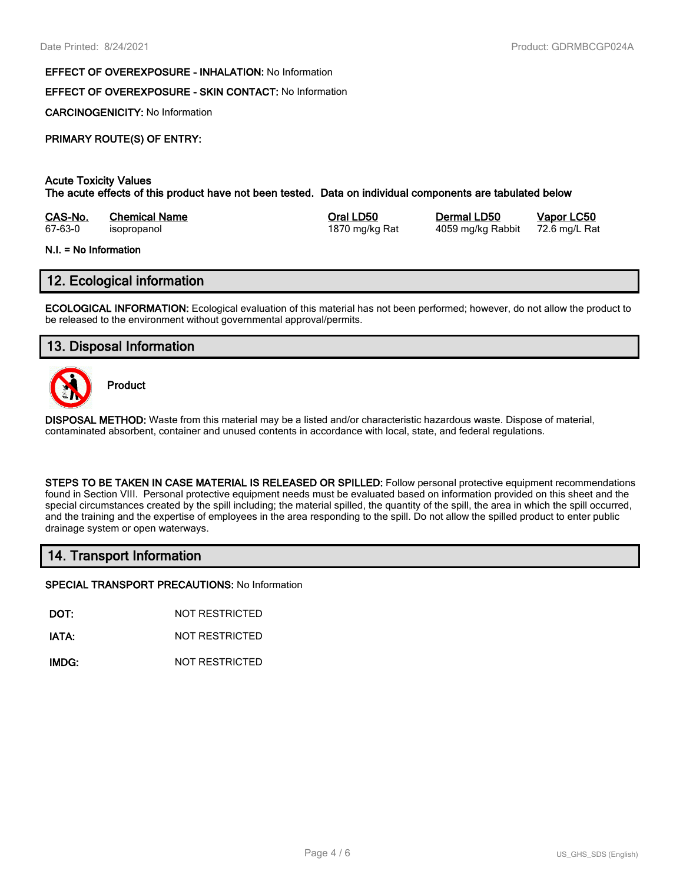**EFFECT OF OVEREXPOSURE - INHALATION:** No Information

**EFFECT OF OVEREXPOSURE - SKIN CONTACT:** No Information

**CARCINOGENICITY:** No Information

**PRIMARY ROUTE(S) OF ENTRY:**

**Acute Toxicity Values**
**The acute effects of this product have not been tested. Data on individual components are tabulated below**

| CAS-No. | Chemical Name | Oral LD50 | Dermal LD50 | Vapor LC50 |
|---|---|---|---|---|
| 67-63-0 | isopropanol | 1870 mg/kg Rat | 4059 mg/kg Rabbit | 72.6 mg/L Rat |

**N.I. = No Information**

## 12. Ecological information

**ECOLOGICAL INFORMATION:** Ecological evaluation of this material has not been performed; however, do not allow the product to be released to the environment without governmental approval/permits.

## 13. Disposal Information

**Product**

**DISPOSAL METHOD:** Waste from this material may be a listed and/or characteristic hazardous waste. Dispose of material, contaminated absorbent, container and unused contents in accordance with local, state, and federal regulations.

**STEPS TO BE TAKEN IN CASE MATERIAL IS RELEASED OR SPILLED:** Follow personal protective equipment recommendations found in Section VIII. Personal protective equipment needs must be evaluated based on information provided on this sheet and the special circumstances created by the spill including; the material spilled, the quantity of the spill, the area in which the spill occurred, and the training and the expertise of employees in the area responding to the spill. Do not allow the spilled product to enter public drainage system or open waterways.

## 14. Transport Information

**SPECIAL TRANSPORT PRECAUTIONS:** No Information

**DOT:** NOT RESTRICTED

**IATA:** NOT RESTRICTED

**IMDG:** NOT RESTRICTED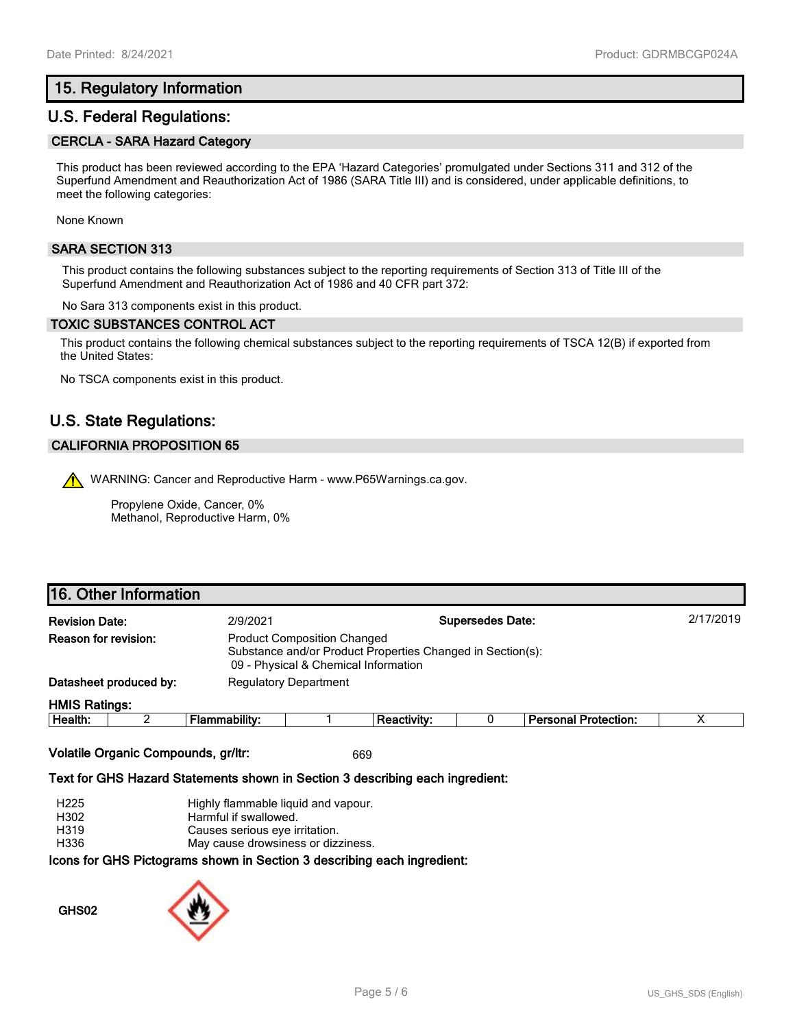## 15. Regulatory Information

## U.S. Federal Regulations:

### CERCLA - SARA Hazard Category

This product has been reviewed according to the EPA 'Hazard Categories' promulgated under Sections 311 and 312 of the Superfund Amendment and Reauthorization Act of 1986 (SARA Title III) and is considered, under applicable definitions, to meet the following categories:

None Known

### SARA SECTION 313

This product contains the following substances subject to the reporting requirements of Section 313 of Title III of the Superfund Amendment and Reauthorization Act of 1986 and 40 CFR part 372:

No Sara 313 components exist in this product.

### TOXIC SUBSTANCES CONTROL ACT

This product contains the following chemical substances subject to the reporting requirements of TSCA 12(B) if exported from the United States:

No TSCA components exist in this product.

## U.S. State Regulations:

### CALIFORNIA PROPOSITION 65

WARNING: Cancer and Reproductive Harm - www.P65Warnings.ca.gov.

Propylene Oxide, Cancer, 0%
Methanol, Reproductive Harm, 0%

## 16. Other Information

**Revision Date:** 2/9/2021

**Supersedes Date:** 2/17/2019

**Reason for revision:** Product Composition Changed
Substance and/or Product Properties Changed in Section(s):
09 - Physical & Chemical Information

**Datasheet produced by:** Regulatory Department

**HMIS Ratings:**

| Health: | 2 | Flammability: | 1 | Reactivity: | 0 | Personal Protection: | X |
|---|---|---|---|---|---|---|---|

**Volatile Organic Compounds, gr/ltr:** 669

**Text for GHS Hazard Statements shown in Section 3 describing each ingredient:**

- H225 Highly flammable liquid and vapour.
- H302 Harmful if swallowed.
- H319 Causes serious eye irritation.
- H336 May cause drowsiness or dizziness.

**Icons for GHS Pictograms shown in Section 3 describing each ingredient:**

GHS02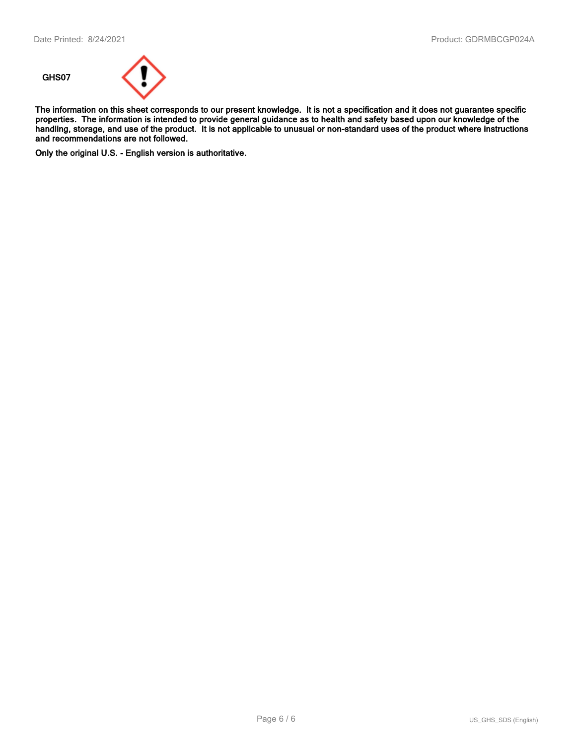**GHS07**

**The information on this sheet corresponds to our present knowledge. It is not a specification and it does not guarantee specific properties. The information is intended to provide general guidance as to health and safety based upon our knowledge of the handling, storage, and use of the product. It is not applicable to unusual or non-standard uses of the product where instructions and recommendations are not followed.**

**Only the original U.S. - English version is authoritative.**